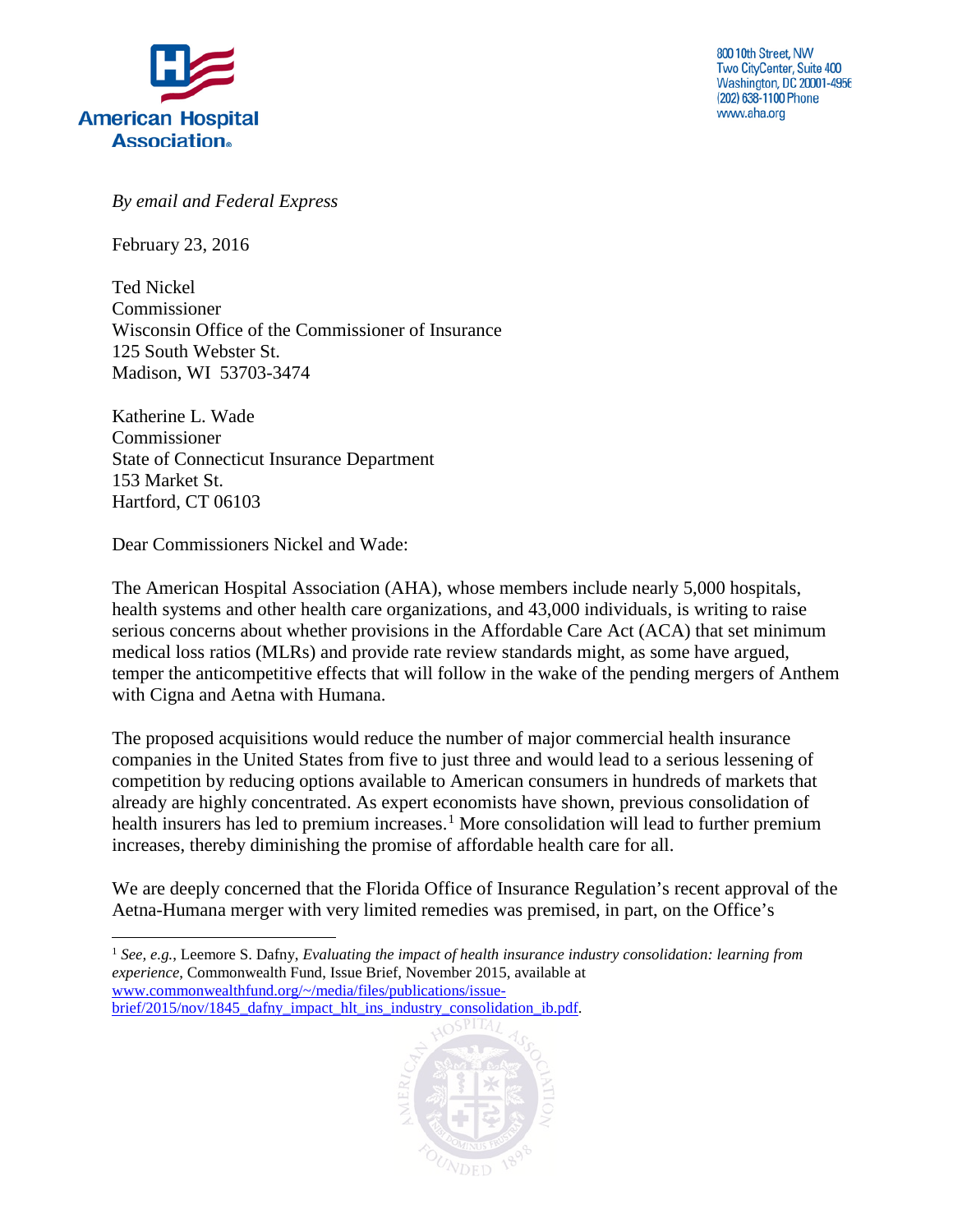**American Hospital Association**

800 10th Street, NW
Two CityCenter, Suite 400
Washington, DC 20001-4956
(202) 638-1100 Phone
www.aha.org

*By email and Federal Express*

February 23, 2016

Ted Nickel
Commissioner
Wisconsin Office of the Commissioner of Insurance
125 South Webster St.
Madison, WI 53703-3474

Katherine L. Wade
Commissioner
State of Connecticut Insurance Department
153 Market St.
Hartford, CT 06103

Dear Commissioners Nickel and Wade:

The American Hospital Association (AHA), whose members include nearly 5,000 hospitals, health systems and other health care organizations, and 43,000 individuals, is writing to raise serious concerns about whether provisions in the Affordable Care Act (ACA) that set minimum medical loss ratios (MLRs) and provide rate review standards might, as some have argued, temper the anticompetitive effects that will follow in the wake of the pending mergers of Anthem with Cigna and Aetna with Humana.

The proposed acquisitions would reduce the number of major commercial health insurance companies in the United States from five to just three and would lead to a serious lessening of competition by reducing options available to American consumers in hundreds of markets that already are highly concentrated. As expert economists have shown, previous consolidation of health insurers has led to premium increases.[1] More consolidation will lead to further premium increases, thereby diminishing the promise of affordable health care for all.

We are deeply concerned that the Florida Office of Insurance Regulation's recent approval of the Aetna-Humana merger with very limited remedies was premised, in part, on the Office's

---

[1] *See, e.g.*, Leemore S. Dafny, *Evaluating the impact of health insurance industry consolidation: learning from experience*, Commonwealth Fund, Issue Brief, November 2015, available at www.commonwealthfund.org/~/media/files/publications/issue-brief/2015/nov/1845_dafny_impact_hlt_ins_industry_consolidation_ib.pdf.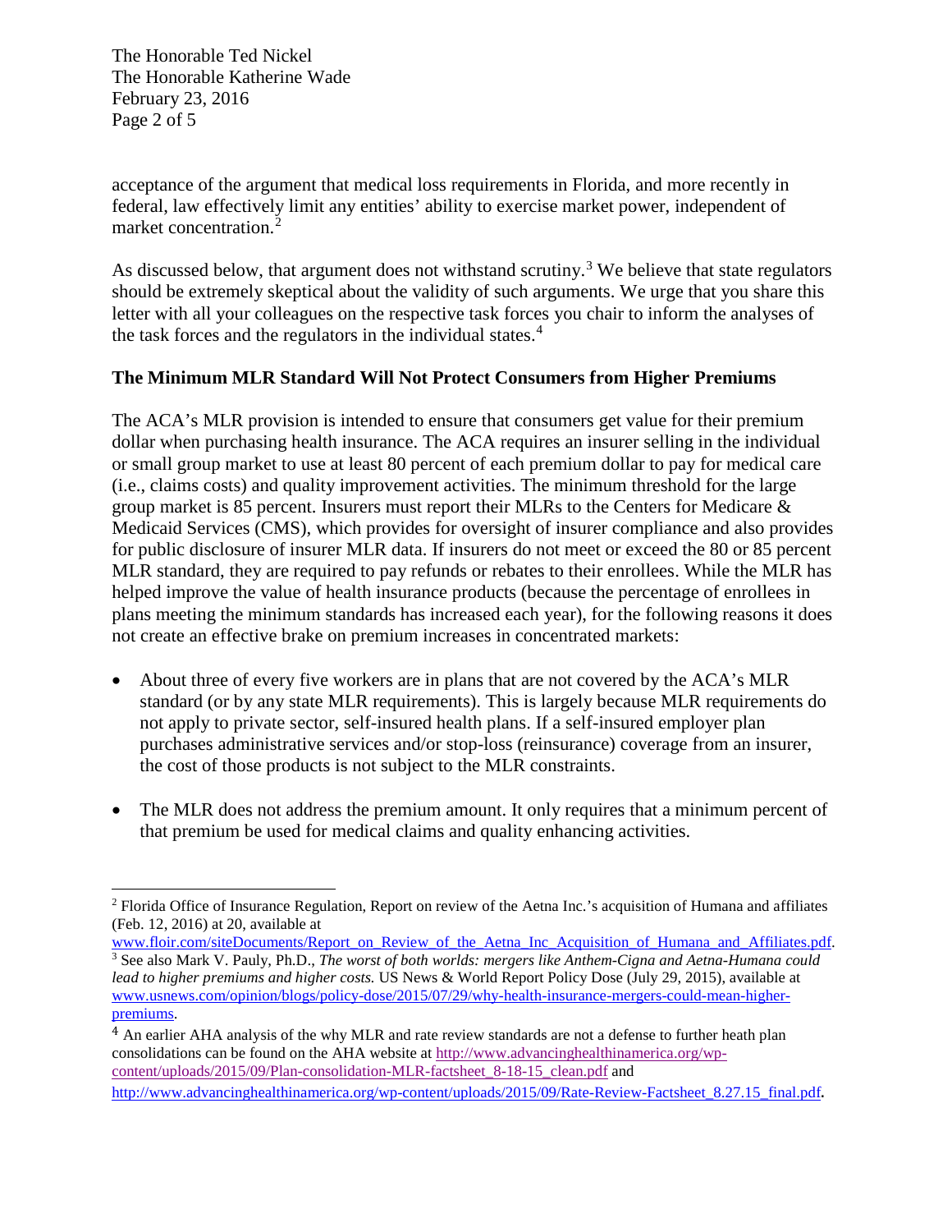acceptance of the argument that medical loss requirements in Florida, and more recently in federal, law effectively limit any entities' ability to exercise market power, independent of market concentration.[2]

As discussed below, that argument does not withstand scrutiny.[3] We believe that state regulators should be extremely skeptical about the validity of such arguments. We urge that you share this letter with all your colleagues on the respective task forces you chair to inform the analyses of the task forces and the regulators in the individual states.[4]

**The Minimum MLR Standard Will Not Protect Consumers from Higher Premiums**

The ACA's MLR provision is intended to ensure that consumers get value for their premium dollar when purchasing health insurance. The ACA requires an insurer selling in the individual or small group market to use at least 80 percent of each premium dollar to pay for medical care (i.e., claims costs) and quality improvement activities. The minimum threshold for the large group market is 85 percent. Insurers must report their MLRs to the Centers for Medicare & Medicaid Services (CMS), which provides for oversight of insurer compliance and also provides for public disclosure of insurer MLR data. If insurers do not meet or exceed the 80 or 85 percent MLR standard, they are required to pay refunds or rebates to their enrollees. While the MLR has helped improve the value of health insurance products (because the percentage of enrollees in plans meeting the minimum standards has increased each year), for the following reasons it does not create an effective brake on premium increases in concentrated markets:

- About three of every five workers are in plans that are not covered by the ACA's MLR standard (or by any state MLR requirements). This is largely because MLR requirements do not apply to private sector, self-insured health plans. If a self-insured employer plan purchases administrative services and/or stop-loss (reinsurance) coverage from an insurer, the cost of those products is not subject to the MLR constraints.
- The MLR does not address the premium amount. It only requires that a minimum percent of that premium be used for medical claims and quality enhancing activities.

---

[2] Florida Office of Insurance Regulation, Report on review of the Aetna Inc.'s acquisition of Humana and affiliates (Feb. 12, 2016) at 20, available at www.floir.com/siteDocuments/Report_on_Review_of_the_Aetna_Inc_Acquisition_of_Humana_and_Affiliates.pdf.

[3] See also Mark V. Pauly, Ph.D., *The worst of both worlds: mergers like Anthem-Cigna and Aetna-Humana could lead to higher premiums and higher costs.* US News & World Report Policy Dose (July 29, 2015), available at www.usnews.com/opinion/blogs/policy-dose/2015/07/29/why-health-insurance-mergers-could-mean-higher-premiums.

[4] An earlier AHA analysis of the why MLR and rate review standards are not a defense to further heath plan consolidations can be found on the AHA website at http://www.advancinghealthinamerica.org/wp-content/uploads/2015/09/Plan-consolidation-MLR-factsheet_8-18-15_clean.pdf and http://www.advancinghealthinamerica.org/wp-content/uploads/2015/09/Rate-Review-Factsheet_8.27.15_final.pdf.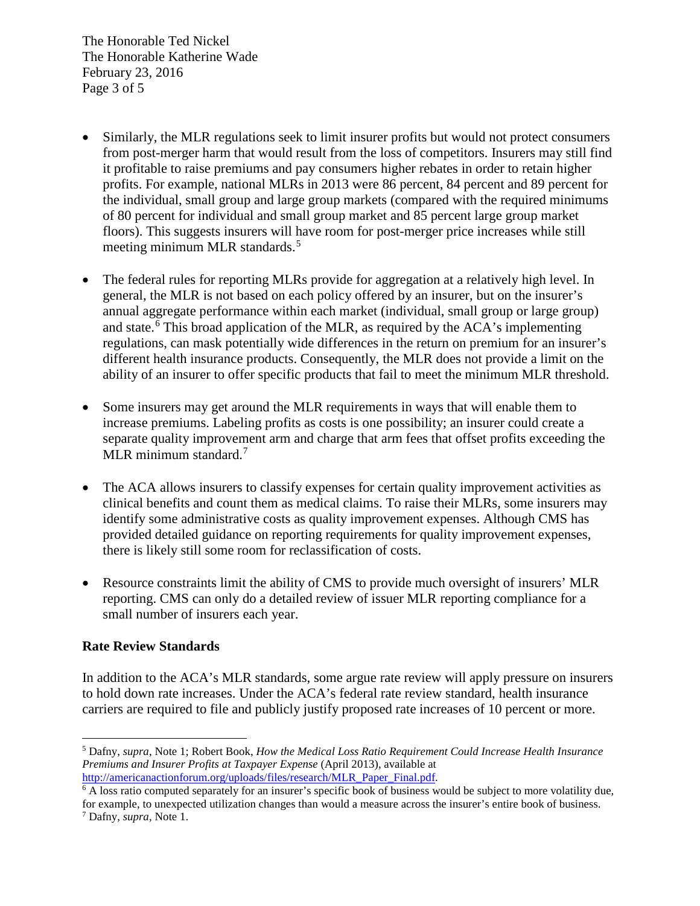- Similarly, the MLR regulations seek to limit insurer profits but would not protect consumers from post-merger harm that would result from the loss of competitors. Insurers may still find it profitable to raise premiums and pay consumers higher rebates in order to retain higher profits. For example, national MLRs in 2013 were 86 percent, 84 percent and 89 percent for the individual, small group and large group markets (compared with the required minimums of 80 percent for individual and small group market and 85 percent large group market floors). This suggests insurers will have room for post-merger price increases while still meeting minimum MLR standards.[5]

- The federal rules for reporting MLRs provide for aggregation at a relatively high level. In general, the MLR is not based on each policy offered by an insurer, but on the insurer's annual aggregate performance within each market (individual, small group or large group) and state.[6] This broad application of the MLR, as required by the ACA's implementing regulations, can mask potentially wide differences in the return on premium for an insurer's different health insurance products. Consequently, the MLR does not provide a limit on the ability of an insurer to offer specific products that fail to meet the minimum MLR threshold.

- Some insurers may get around the MLR requirements in ways that will enable them to increase premiums. Labeling profits as costs is one possibility; an insurer could create a separate quality improvement arm and charge that arm fees that offset profits exceeding the MLR minimum standard.[7]

- The ACA allows insurers to classify expenses for certain quality improvement activities as clinical benefits and count them as medical claims. To raise their MLRs, some insurers may identify some administrative costs as quality improvement expenses. Although CMS has provided detailed guidance on reporting requirements for quality improvement expenses, there is likely still some room for reclassification of costs.

- Resource constraints limit the ability of CMS to provide much oversight of insurers' MLR reporting. CMS can only do a detailed review of issuer MLR reporting compliance for a small number of insurers each year.

**Rate Review Standards**

In addition to the ACA's MLR standards, some argue rate review will apply pressure on insurers to hold down rate increases. Under the ACA's federal rate review standard, health insurance carriers are required to file and publicly justify proposed rate increases of 10 percent or more.

---

[5] Dafny, *supra*, Note 1; Robert Book, *How the Medical Loss Ratio Requirement Could Increase Health Insurance Premiums and Insurer Profits at Taxpayer Expense* (April 2013), available at http://americanactionforum.org/uploads/files/research/MLR_Paper_Final.pdf.

[6] A loss ratio computed separately for an insurer's specific book of business would be subject to more volatility due, for example, to unexpected utilization changes than would a measure across the insurer's entire book of business.

[7] Dafny, *supra*, Note 1.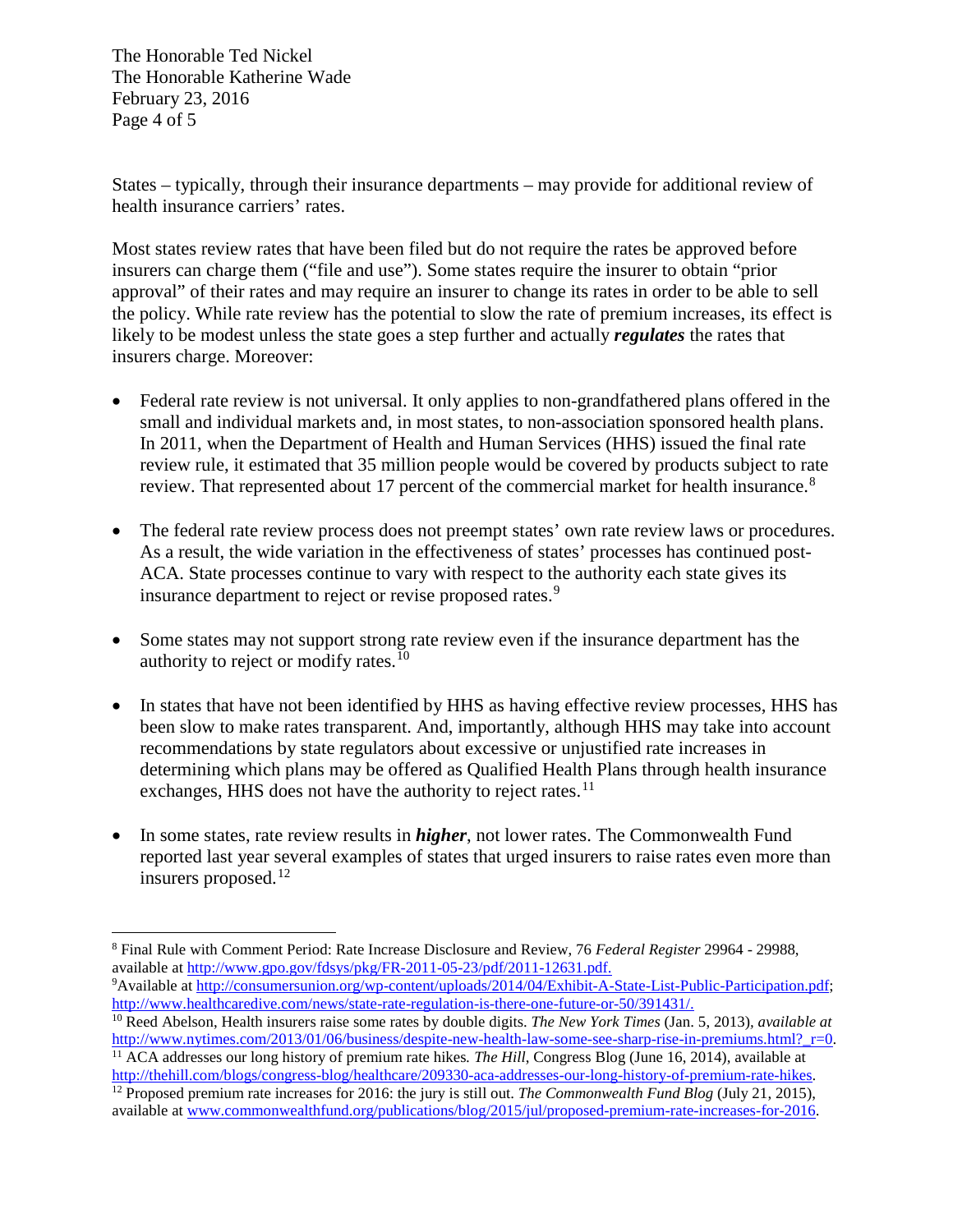States – typically, through their insurance departments – may provide for additional review of health insurance carriers' rates.

Most states review rates that have been filed but do not require the rates be approved before insurers can charge them ("file and use"). Some states require the insurer to obtain "prior approval" of their rates and may require an insurer to change its rates in order to be able to sell the policy. While rate review has the potential to slow the rate of premium increases, its effect is likely to be modest unless the state goes a step further and actually ***regulates*** the rates that insurers charge. Moreover:

- Federal rate review is not universal. It only applies to non-grandfathered plans offered in the small and individual markets and, in most states, to non-association sponsored health plans. In 2011, when the Department of Health and Human Services (HHS) issued the final rate review rule, it estimated that 35 million people would be covered by products subject to rate review. That represented about 17 percent of the commercial market for health insurance.[8]

- The federal rate review process does not preempt states' own rate review laws or procedures. As a result, the wide variation in the effectiveness of states' processes has continued post-ACA. State processes continue to vary with respect to the authority each state gives its insurance department to reject or revise proposed rates.[9]

- Some states may not support strong rate review even if the insurance department has the authority to reject or modify rates.[10]

- In states that have not been identified by HHS as having effective review processes, HHS has been slow to make rates transparent. And, importantly, although HHS may take into account recommendations by state regulators about excessive or unjustified rate increases in determining which plans may be offered as Qualified Health Plans through health insurance exchanges, HHS does not have the authority to reject rates.[11]

- In some states, rate review results in ***higher***, not lower rates. The Commonwealth Fund reported last year several examples of states that urged insurers to raise rates even more than insurers proposed.[12]

---

[8] Final Rule with Comment Period: Rate Increase Disclosure and Review, 76 *Federal Register* 29964 - 29988, available at http://www.gpo.gov/fdsys/pkg/FR-2011-05-23/pdf/2011-12631.pdf.

[9] Available at http://consumersunion.org/wp-content/uploads/2014/04/Exhibit-A-State-List-Public-Participation.pdf; http://www.healthcaredive.com/news/state-rate-regulation-is-there-one-future-or-50/391431/.

[10] Reed Abelson, Health insurers raise some rates by double digits. *The New York Times* (Jan. 5, 2013), *available at* http://www.nytimes.com/2013/01/06/business/despite-new-health-law-some-see-sharp-rise-in-premiums.html?_r=0.

[11] ACA addresses our long history of premium rate hikes. *The Hill*, Congress Blog (June 16, 2014), available at http://thehill.com/blogs/congress-blog/healthcare/209330-aca-addresses-our-long-history-of-premium-rate-hikes.

[12] Proposed premium rate increases for 2016: the jury is still out. *The Commonwealth Fund Blog* (July 21, 2015), available at www.commonwealthfund.org/publications/blog/2015/jul/proposed-premium-rate-increases-for-2016.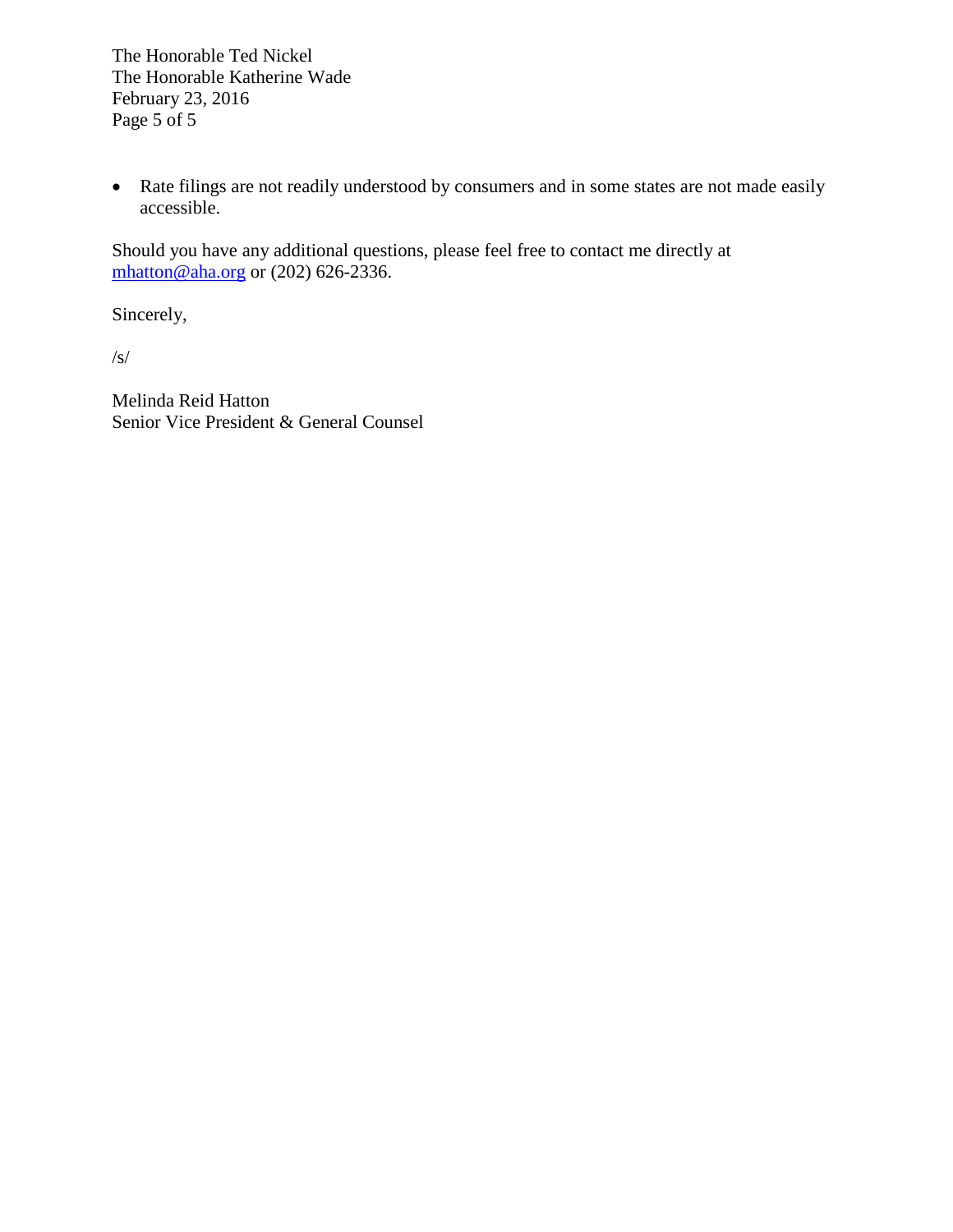- Rate filings are not readily understood by consumers and in some states are not made easily accessible.

Should you have any additional questions, please feel free to contact me directly at mhatton@aha.org or (202) 626-2336.

Sincerely,

/s/

Melinda Reid Hatton
Senior Vice President & General Counsel